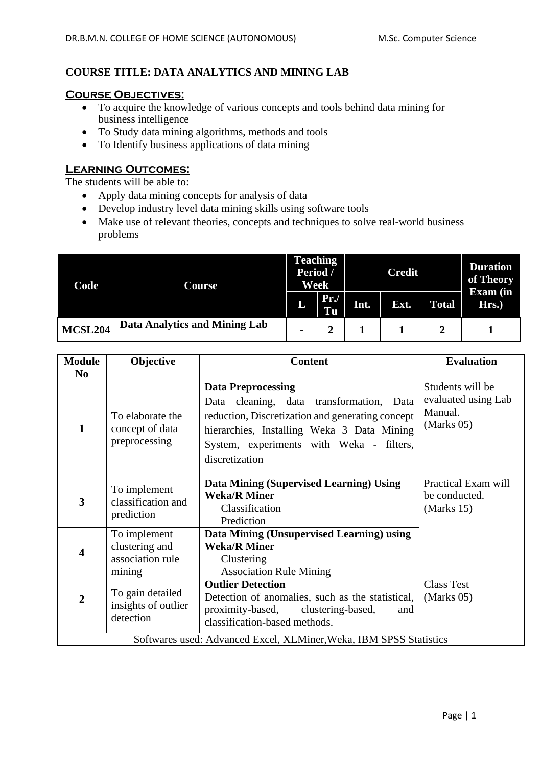**COURSE TITLE: DATA ANALYTICS AND MINING LAB**

## Course Objectives:

- To acquire the knowledge of various concepts and tools behind data mining for business intelligence
- To Study data mining algorithms, methods and tools
- To Identify business applications of data mining

## Learning Outcomes:

The students will be able to:

- Apply data mining concepts for analysis of data
- Develop industry level data mining skills using software tools
- Make use of relevant theories, concepts and techniques to solve real-world business problems

| Code | Course | Teaching Period / Week | | Credit | | | Duration of Theory Exam (in Hrs.) |
|---|---|---|---|---|---|---|---|
| | | L | Pr./ Tu | Int. | Ext. | Total | |
| MCSL204 | Data Analytics and Mining Lab | - | 2 | 1 | 1 | 2 | 1 |

| Module No | Objective | Content | Evaluation |
|---|---|---|---|
| 1 | To elaborate the concept of data preprocessing | **Data Preprocessing**<br>Data cleaning, data transformation, Data reduction, Discretization and generating concept hierarchies, Installing Weka 3 Data Mining System, experiments with Weka - filters, discretization | Students will be evaluated using Lab Manual. (Marks 05) |
| 3 | To implement classification and prediction | **Data Mining (Supervised Learning) Using Weka/R Miner**<br>Classification<br>Prediction | Practical Exam will be conducted. (Marks 15) |
| 4 | To implement clustering and association rule mining | **Data Mining (Unsupervised Learning) using Weka/R Miner**<br>Clustering<br>Association Rule Mining | |
| 2 | To gain detailed insights of outlier detection | **Outlier Detection**<br>Detection of anomalies, such as the statistical, proximity-based, clustering-based, and classification-based methods. | Class Test (Marks 05) |
| Softwares used: Advanced Excel, XLMiner,Weka, IBM SPSS Statistics | | | |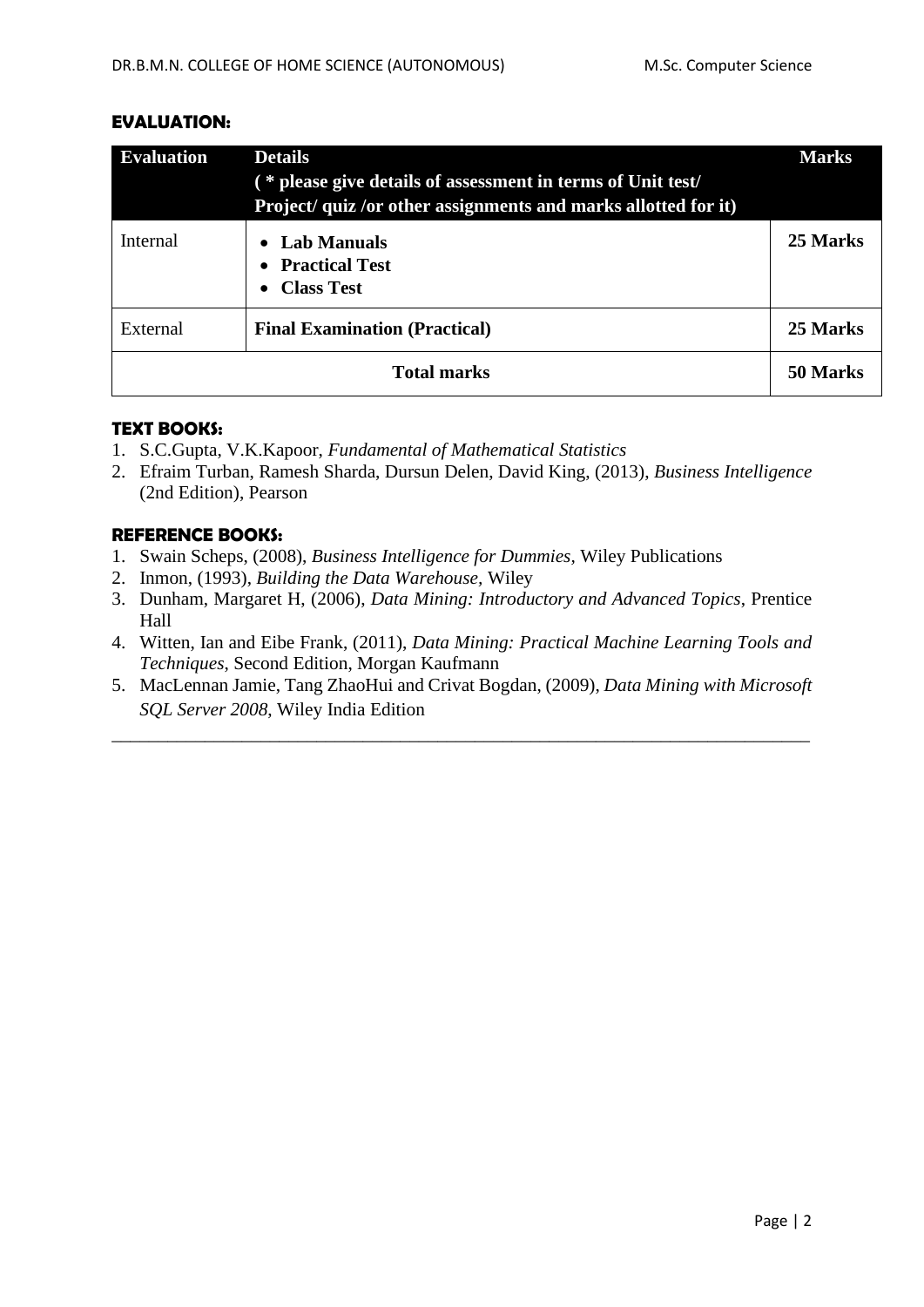### EVALUATION:

| Evaluation | Details<br>( * please give details of assessment in terms of Unit test/ Project/ quiz /or other assignments and marks allotted for it) | Marks |
|---|---|---|
| Internal | • **Lab Manuals**<br>• **Practical Test**<br>• **Class Test** | **25 Marks** |
| External | **Final Examination (Practical)** | **25 Marks** |
| **Total marks** | | **50 Marks** |

### TEXT BOOKS:

1. S.C.Gupta, V.K.Kapoor, *Fundamental of Mathematical Statistics*
2. Efraim Turban, Ramesh Sharda, Dursun Delen, David King, (2013), *Business Intelligence* (2nd Edition), Pearson

### REFERENCE BOOKS:

1. Swain Scheps, (2008), *Business Intelligence for Dummies*, Wiley Publications
2. Inmon, (1993), *Building the Data Warehouse*, Wiley
3. Dunham, Margaret H, (2006), *Data Mining: Introductory and Advanced Topics*, Prentice Hall
4. Witten, Ian and Eibe Frank, (2011), *Data Mining: Practical Machine Learning Tools and Techniques*, Second Edition, Morgan Kaufmann
5. MacLennan Jamie, Tang ZhaoHui and Crivat Bogdan, (2009), *Data Mining with Microsoft SQL Server 2008*, Wiley India Edition

---